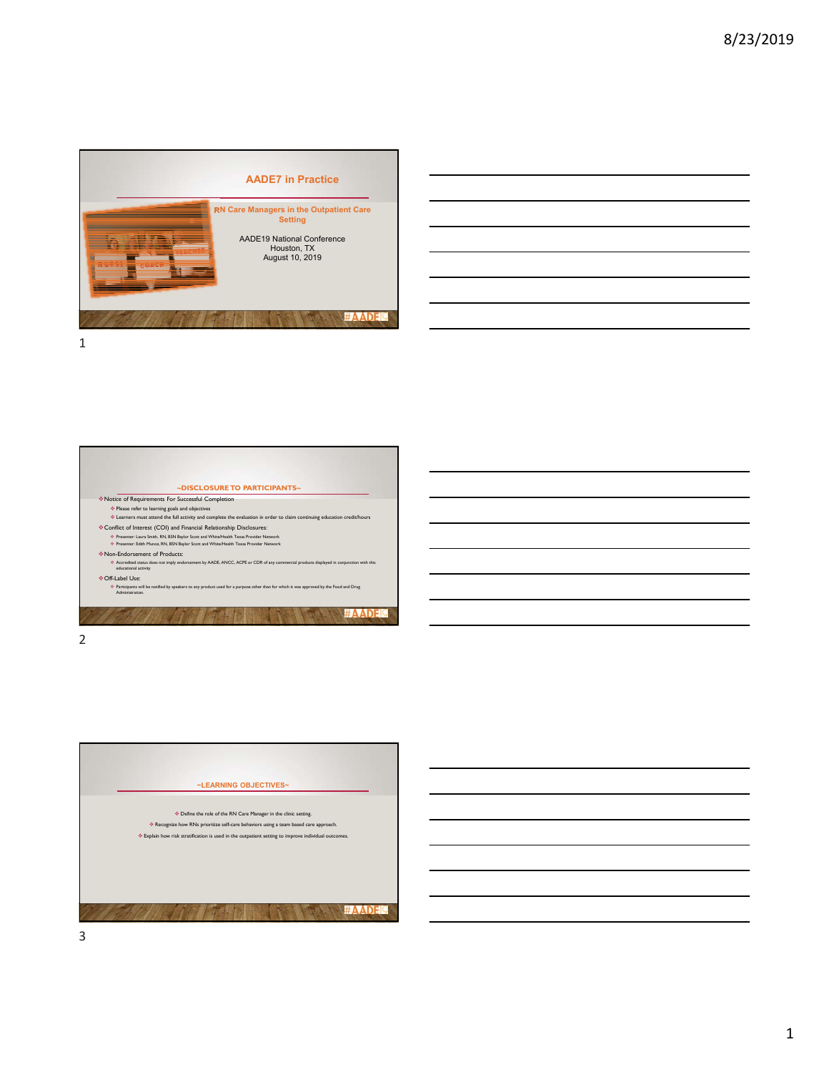# AADE7 in Practice

## RN Care Managers in the Outpatient Care Setting

AADE19 National Conference
Houston, TX
August 10, 2019

## ~DISCLOSURE TO PARTICIPANTS~

- Notice of Requirements For Successful Completion
  - Please refer to learning goals and objectives
  - Learners must attend the full activity and complete the evaluation in order to claim continuing education credit/hours
- Conflict of Interest (COI) and Financial Relationship Disclosures:
  - Presenter: Laura Smith, RN, BSN Baylor Scott and White/Health Texas Provider Network
  - Presenter: Edith Munoz, RN, BSN Baylor Scott and White/Health Texas Provider Network
- Non-Endorsement of Products:
  - Accredited status does not imply endorsement by AADE, ANCC, ACPE or CDR of any commercial products displayed in conjunction with this educational activity
- Off-Label Use:
  - Participants will be notified by speakers to any product used for a purpose other than for which it was approved by the Food and Drug Administration.

## ~LEARNING OBJECTIVES~

- Define the role of the RN Care Manager in the clinic setting.
- Recognize how RNs prioritize self-care behaviors using a team based care approach.
- Explain how risk stratification is used in the outpatient setting to improve individual outcomes.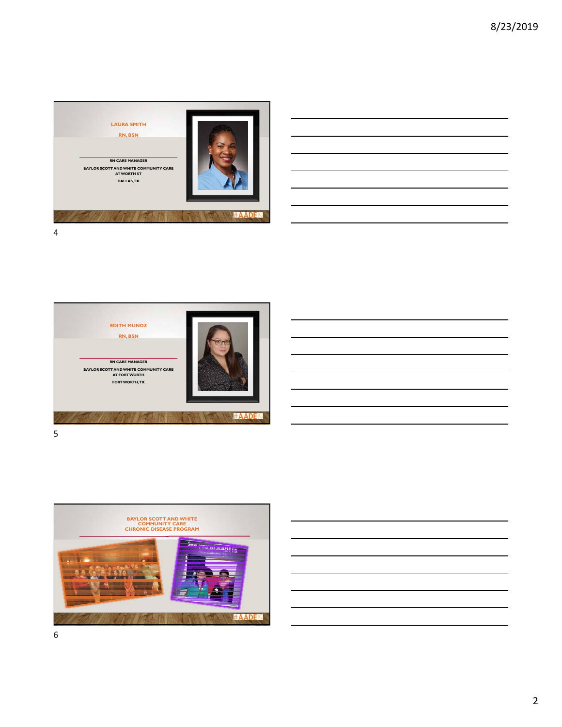## LAURA SMITH

RN, BSN

RN CARE MANAGER

BAYLOR SCOTT AND WHITE COMMUNITY CARE AT WORTH ST

DALLAS,TX

#AADE19

## EDITH MUNOZ

RN, BSN

RN CARE MANAGER

BAYLOR SCOTT AND WHITE COMMUNITY CARE AT FORT WORTH

FORT WORTH,TX

#AADE19

## BAYLOR SCOTT AND WHITE COMMUNITY CARE CHRONIC DISEASE PROGRAM

#AADE19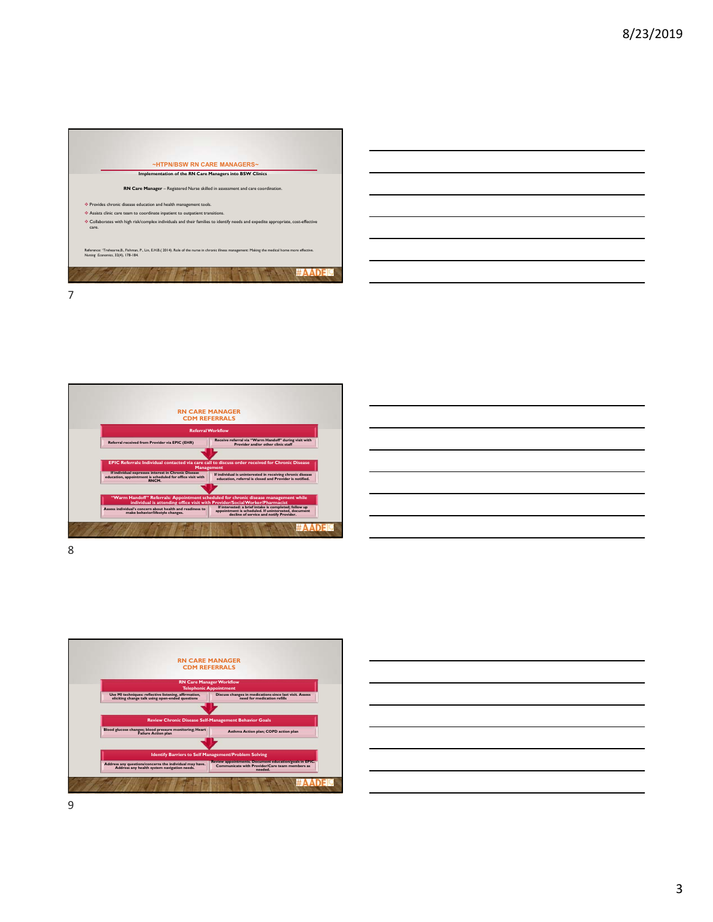## ~HTPN/BSW RN CARE MANAGERS~

**Implementation of the RN Care Managers into BSW Clinics**

**RN Care Manager** – Registered Nurse skilled in assessment and care coordination.

- Provides chronic disease education and health management tools.
- Assists clinic care team to coordinate inpatient to outpatient transitions.
- Collaborates with high risk/complex individuals and their families to identify needs and expedite appropriate, cost-effective care.

Reference: Trehearne, B., Fishman, P., Lin, E.H.B.( 2014). Role of the nurse in chronic illness management: Making the medical home more effective. *Nursing Economics*, 32(4), 178-184.

#AADE19

---

## RN CARE MANAGER CDM REFERRALS

**Referral Workflow**

| Referral received from Provider via EPIC (EHR) | Receive referral via "Warm Handoff" during visit with Provider and/or other clinic staff |
|---|---|

**EPIC Referrals: Individual contacted via care call to discuss order received for Chronic Disease Management**

| If individual expresses interest in Chronic Disease education, appointment is scheduled for office visit with RNCM. | If individual is uninterested in receiving chronic disease education, referral is closed and Provider is notified. |
|---|---|

**"Warm Handoff" Referrals: Appointment scheduled for chronic disease management while individual is attending office visit with Provider/Social Worker/Pharmacist**

| Assess individual's concern about health and readiness to make behavior/lifestyle changes. | If interested: a brief intake is completed; follow up appointment is scheduled. If uninterested, document decline of service and notify Provider. |
|---|---|

#AADE19

---

## RN CARE MANAGER CDM REFERRALS

**RN Care Manager Workflow**
**Telephonic Appointment**

| Use MI techniques: reflective listening, affirmation, eliciting change talk using open-ended questions | Discuss changes in medications since last visit. Assess need for medication refills |
|---|---|

**Review Chronic Disease Self-Management Behavior Goals**

| Blood glucose changes; blood pressure monitoring; Heart Failure Action plan | Asthma Action plan; COPD action plan |
|---|---|

**Identify Barriers to Self Management/Problem Solving**

| Address any questions/concerns the individual may have. Address any health system navigation needs. | Review appointments. Document education/goals in EPIC. Communicate with Provider/Care team members as needed. |
|---|---|

#AADE19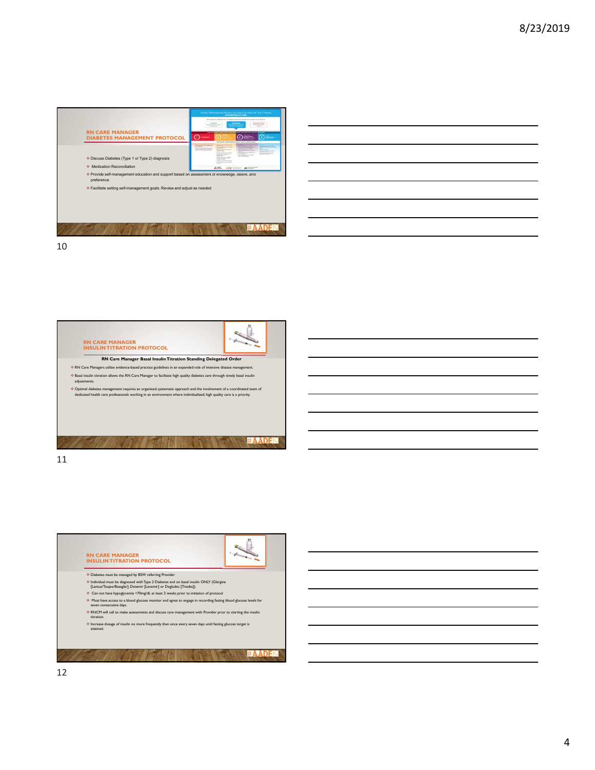## RN CARE MANAGER DIABETES MANAGEMENT PROTOCOL

- Discuss Diabetes (Type 1 or Type 2) diagnosis
- Medication Reconciliation
- Provide self-management education and support based on assessment of knowledge, desire, and preference
- Facilitate setting self-management goals. Review and adjust as needed

## RN CARE MANAGER INSULIN TITRATION PROTOCOL

**RN Care Manager Basal Insulin Titration Standing Delegated Order**

- RN Care Managers utilize evidence-based practice guidelines in an expanded role of intensive disease management.
- Basal insulin titration allows the RN Care Manager to facilitate high quality diabetes care through timely basal insulin adjustments.
- Optimal diabetes management requires an organized, systematic approach and the involvement of a coordinated team of dedicated health care professionals working in an environment where individualized, high quality care is a priority.

## RN CARE MANAGER INSULIN TITRATION PROTOCOL

- Diabetes must be managed by BSW referring Provider
- Individual must be diagnosed with Type 2 Diabetes and on basal insulin ONLY (Glargine [Lantus/Toujeo/Basaglar], Detemir [Levemir] or Degludec [Tresiba]).
- Can not have hypoglycemia <70mg/dL at least 2 weeks prior to initiation of protocol
- Must have access to a blood glucose monitor and agree to engage in recording fasting blood glucose levels for seven consecutive days.
- RNCM will call to make assessments and discuss care management with Provider prior to starting the insulin titration.
- Increase dosage of insulin no more frequently than once every seven days until fasting glucose target is attained.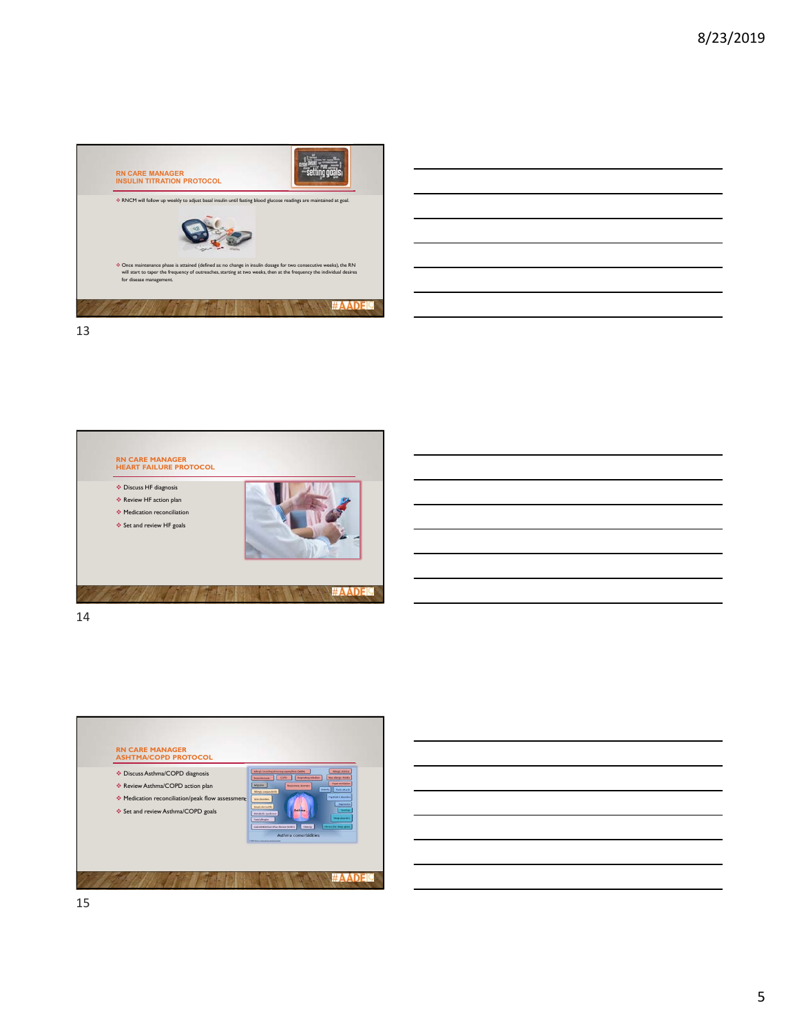## RN CARE MANAGER INSULIN TITRATION PROTOCOL

- RNCM will follow up weekly to adjust basal insulin until fasting blood glucose readings are maintained at goal.
- Once maintenance phase is attained (defined as: no change in insulin dosage for two consecutive weeks), the RN will start to taper the frequency of outreaches, starting at two weeks, then at the frequency the individual desires for disease management.

#AADE19

13

## RN CARE MANAGER HEART FAILURE PROTOCOL

- Discuss HF diagnosis
- Review HF action plan
- Medication reconciliation
- Set and review HF goals

#AADE19

14

## RN CARE MANAGER ASHTMA/COPD PROTOCOL

- Discuss Asthma/COPD diagnosis
- Review Asthma/COPD action plan
- Medication reconciliation/peak flow assessment
- Set and review Asthma/COPD goals

Asthma comorbidities

#AADE19

15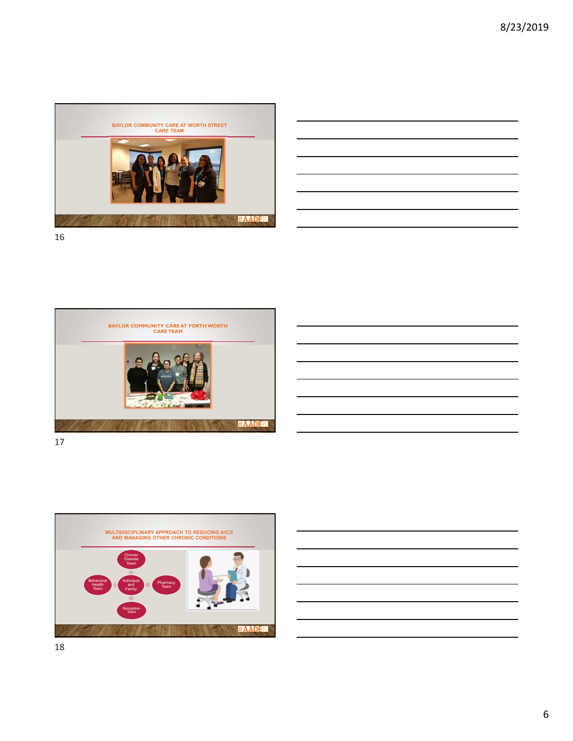## BAYLOR COMMUNITY CARE AT WORTH STREET CARE TEAM

## BAYLOR COMMUNITY CARE AT FORTH WORTH CARE TEAM

## MULTIDISCIPLINARY APPROACH TO REDUCING A1CS AND MANAGING OTHER CHRONIC CONDITIONS

- Chronic Disease Team
- Behavioral Health Team
- Individual and Family
- Pharmacy Team
- Navigation Team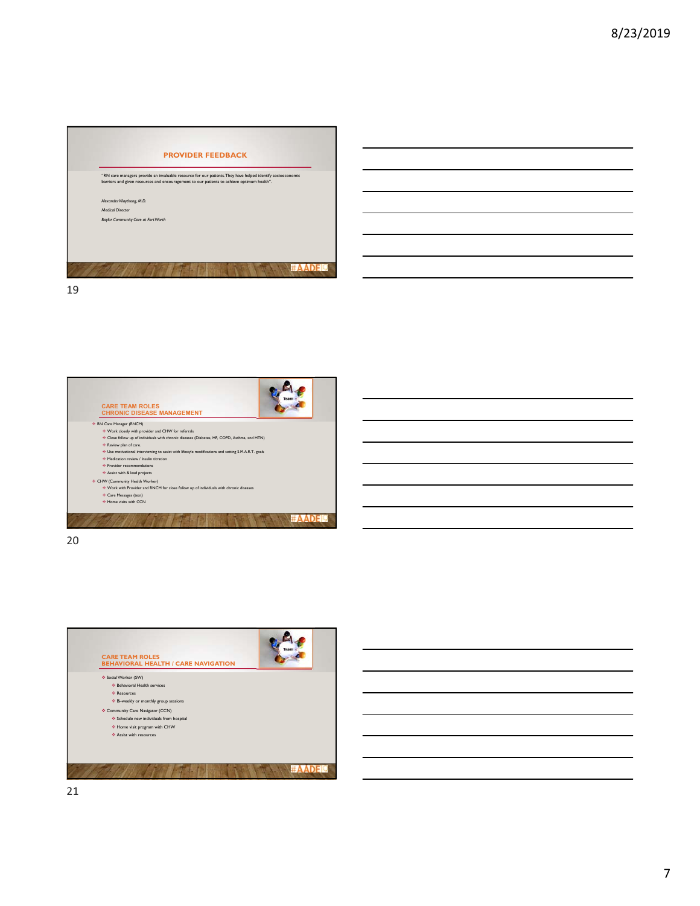## PROVIDER FEEDBACK

"RN care managers provide an invaluable resource for our patients. They have helped identify socioeconomic barriers and given resources and encouragement to our patients to achieve optimum health".

*Alexander Vilaythong, M.D.*

*Medical Director*

*Baylor Community Care at Fort Worth*

#AADE19

## CARE TEAM ROLES
## CHRONIC DISEASE MANAGEMENT

- RN Care Manager (RNCM)
  - Work closely with provider and CHW for referrals
  - Close follow up of individuals with chronic diseases (Diabetes, HF, COPD, Asthma, and HTN)
  - Review plan of care.
  - Use motivational interviewing to assist with lifestyle modifications and setting S.M.A.R.T. goals
  - Medication review / Insulin titration
  - Provider recommendations
  - Assist with & lead projects
- CHW (Community Health Worker)
  - Work with Provider and RNCM for close follow up of individuals with chronic diseases
  - Care Messages (text)
  - Home visits with CCN

#AADE19

## CARE TEAM ROLES
## BEHAVIORAL HEALTH / CARE NAVIGATION

- Social Worker (SW)
  - Behavioral Health services
  - Resources
  - Bi-weekly or monthly group sessions
- Community Care Navigator (CCN)
  - Schedule new individuals from hospital
  - Home visit program with CHW
  - Assist with resources

#AADE19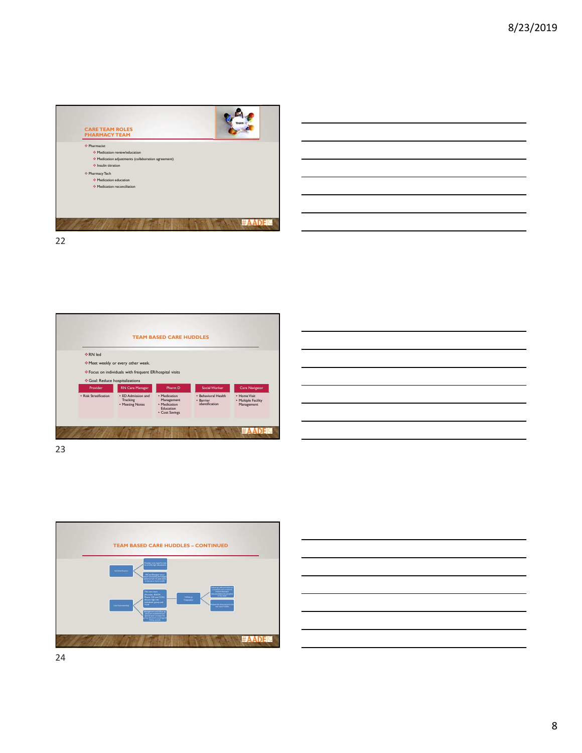## CARE TEAM ROLES
## PHARMACY TEAM

- Pharmacist
  - Medication review/education
  - Medication adjustments (collaboration agreement)
  - Insulin titration
- Pharmacy Tech
  - Medication education
  - Medication reconciliation

## TEAM BASED CARE HUDDLES

- RN led
- Meet weekly or every other week.
- Focus on individuals with frequent ER/hospital visits
- Goal: Reduce hospitalizations

| Provider | RN Care Manager | Pharm D | Social Worker | Care Navigator |
|---|---|---|---|---|
| • Risk Stratification | • ED Admission and Tracking<br>• Meeting Notes | • Medication Management<br>• Medication Education<br>• Cost Savings | • Behavioral Health<br>• Barrier identification | • Home Visit<br>• Multiple Facility Management |

## TEAM BASED CARE HUDDLES – CONTINUED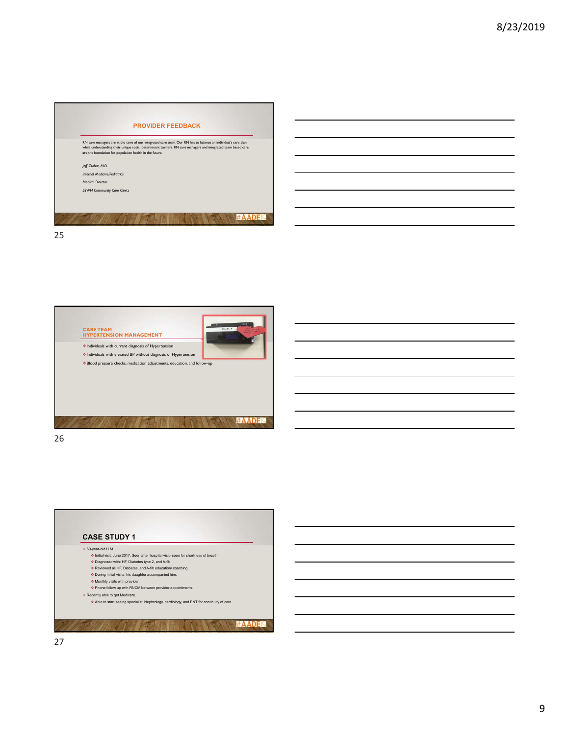## PROVIDER FEEDBACK

RN care managers are at the core of our integrated care team. Our RN has to balance an individual's care plan while understanding their unique social determinant barriers. RN care managers and integrated team based care are the foundation for population health in the future.

*Jeff Zsohar, M.D.*

*Internal Medicine/Pediatrics*

*Medical Director*

*BSWH Community Care Clinics*

## CARE TEAM HYPERTENSION MANAGEMENT

- Individuals with current diagnosis of Hypertension
- Individuals with elevated BP without diagnosis of Hypertension
- Blood pressure checks, medication adjustments, education, and follow-up

## CASE STUDY 1

- 60-year-old H.M.
  - Initial visit: June 2017. Seen after hospital visit- seen for shortness of breath.
  - Diagnosed with: HF, Diabetes type 2, and A-fib.
  - Reviewed all HF, Diabetes, and A-fib education/ coaching.
  - During initial visits, his daughter accompanied him.
  - Monthly visits with provider.
  - Phone follow up with RNCM between provider appointments.
- Recently able to get Medicare.
  - Able to start seeing specialist: Nephrology, cardiology, and ENT for continuity of care.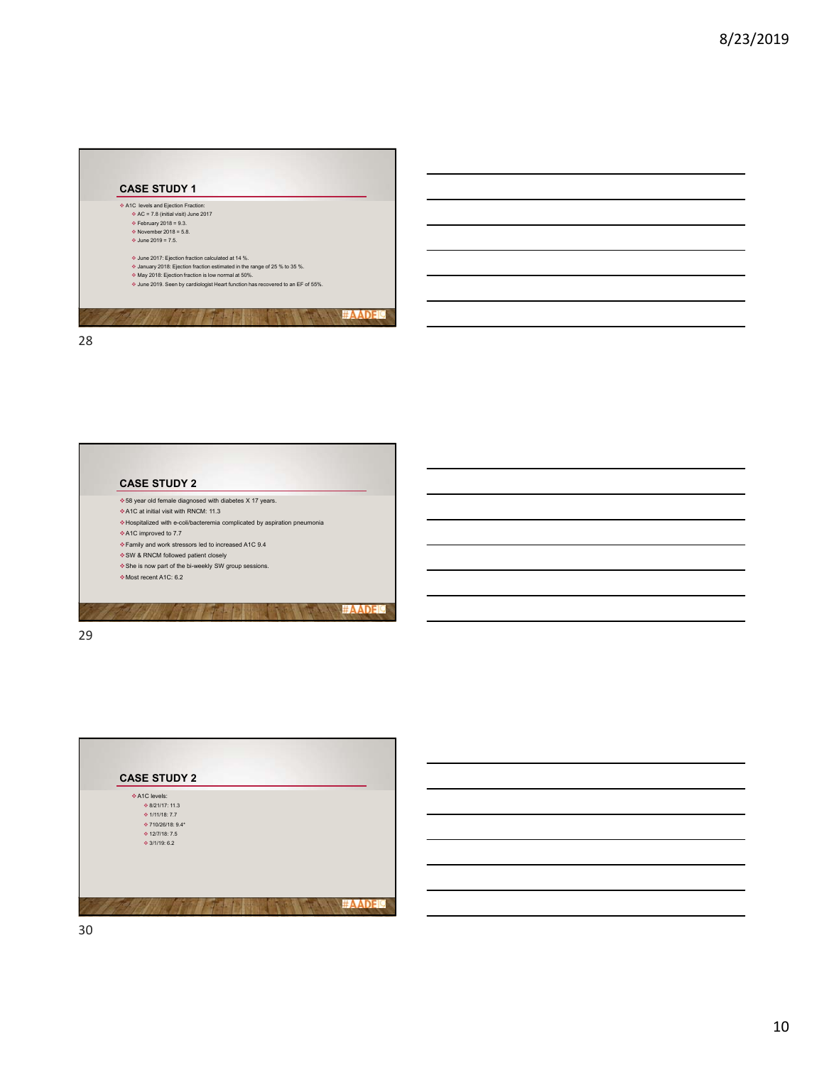## CASE STUDY 1

- A1C levels and Ejection Fraction:
  - AC = 7.8 (initial visit) June 2017
  - February 2018 = 9.3.
  - November 2018 = 5.8.
  - June 2019 = 7.5.
  - June 2017: Ejection fraction calculated at 14 %.
  - January 2018: Ejection fraction estimated in the range of 25 % to 35 %.
  - May 2018: Ejection fraction is low normal at 50%.
  - June 2019. Seen by cardiologist Heart function has recovered to an EF of 55%.

#AADE19

## CASE STUDY 2

- 58 year old female diagnosed with diabetes X 17 years.
- A1C at initial visit with RNCM: 11.3
- Hospitalized with e-coli/bacteremia complicated by aspiration pneumonia
- A1C improved to 7.7
- Family and work stressors led to increased A1C 9.4
- SW & RNCM followed patient closely
- She is now part of the bi-weekly SW group sessions.
- Most recent A1C: 6.2

#AADE19

## CASE STUDY 2

- A1C levels:
  - 8/21/17: 11.3
  - 1/11/18: 7.7
  - 710/26/18: 9.4*
  - 12/7/18: 7.5
  - 3/1/19: 6.2

#AADE19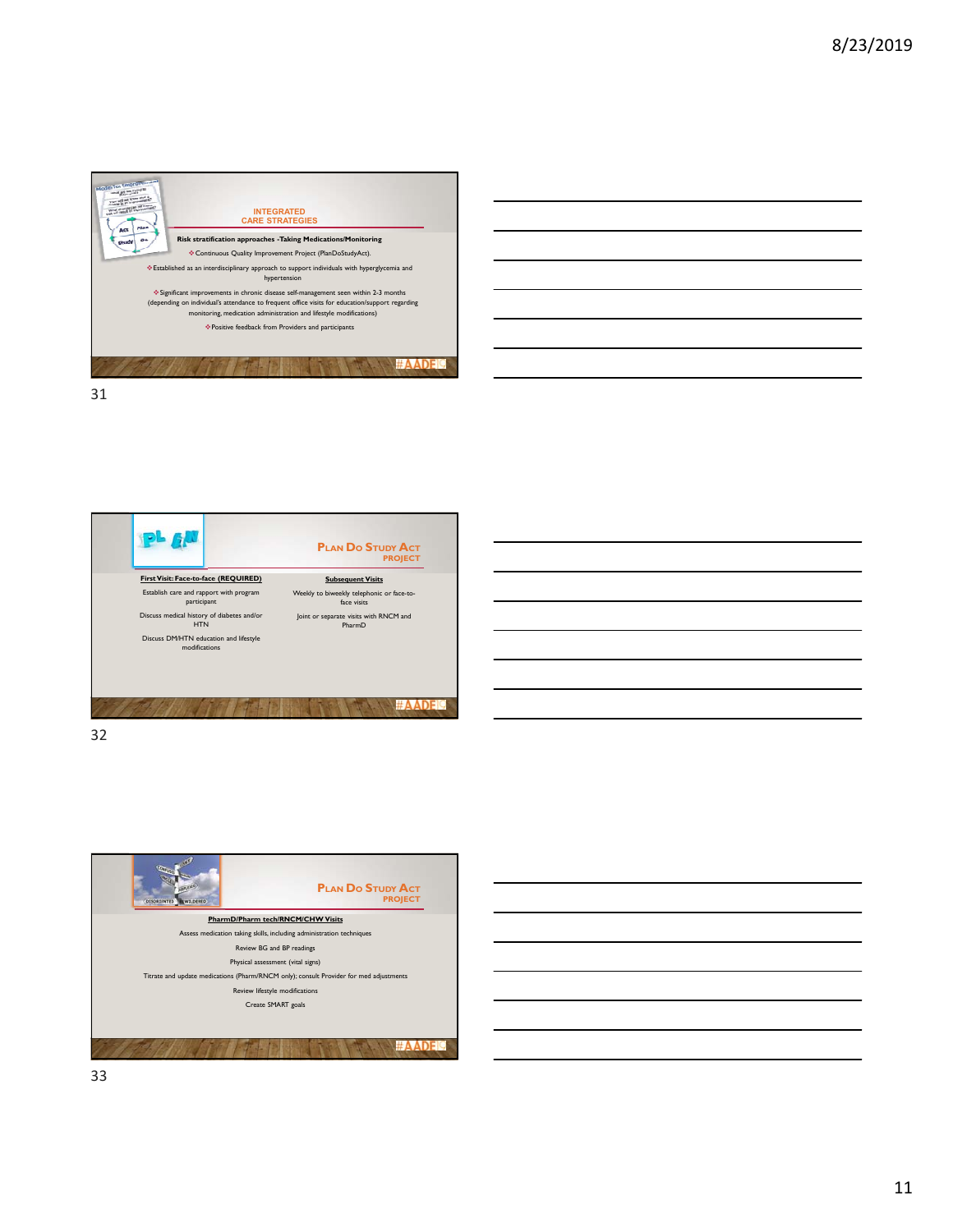## INTEGRATED CARE STRATEGIES

**Risk stratification approaches -Taking Medications/Monitoring**

- Continuous Quality Improvement Project (PlanDoStudyAct).
- Established as an interdisciplinary approach to support individuals with hyperglycemia and hypertension
- Significant improvements in chronic disease self-management seen within 2-3 months (depending on individual's attendance to frequent office visits for education/support regarding monitoring, medication administration and lifestyle modifications)
- Positive feedback from Providers and participants

## PLAN DO STUDY ACT PROJECT

**First Visit: Face-to-face (REQUIRED)**

Establish care and rapport with program participant

Discuss medical history of diabetes and/or HTN

Discuss DM/HTN education and lifestyle modifications

**Subsequent Visits**

Weekly to biweekly telephonic or face-to-face visits

Joint or separate visits with RNCM and PharmD

## PLAN DO STUDY ACT PROJECT

**PharmD/Pharm tech/RNCM/CHW Visits**

Assess medication taking skills, including administration techniques

Review BG and BP readings

Physical assessment (vital signs)

Titrate and update medications (Pharm/RNCM only); consult Provider for med adjustments

Review lifestyle modifications

Create SMART goals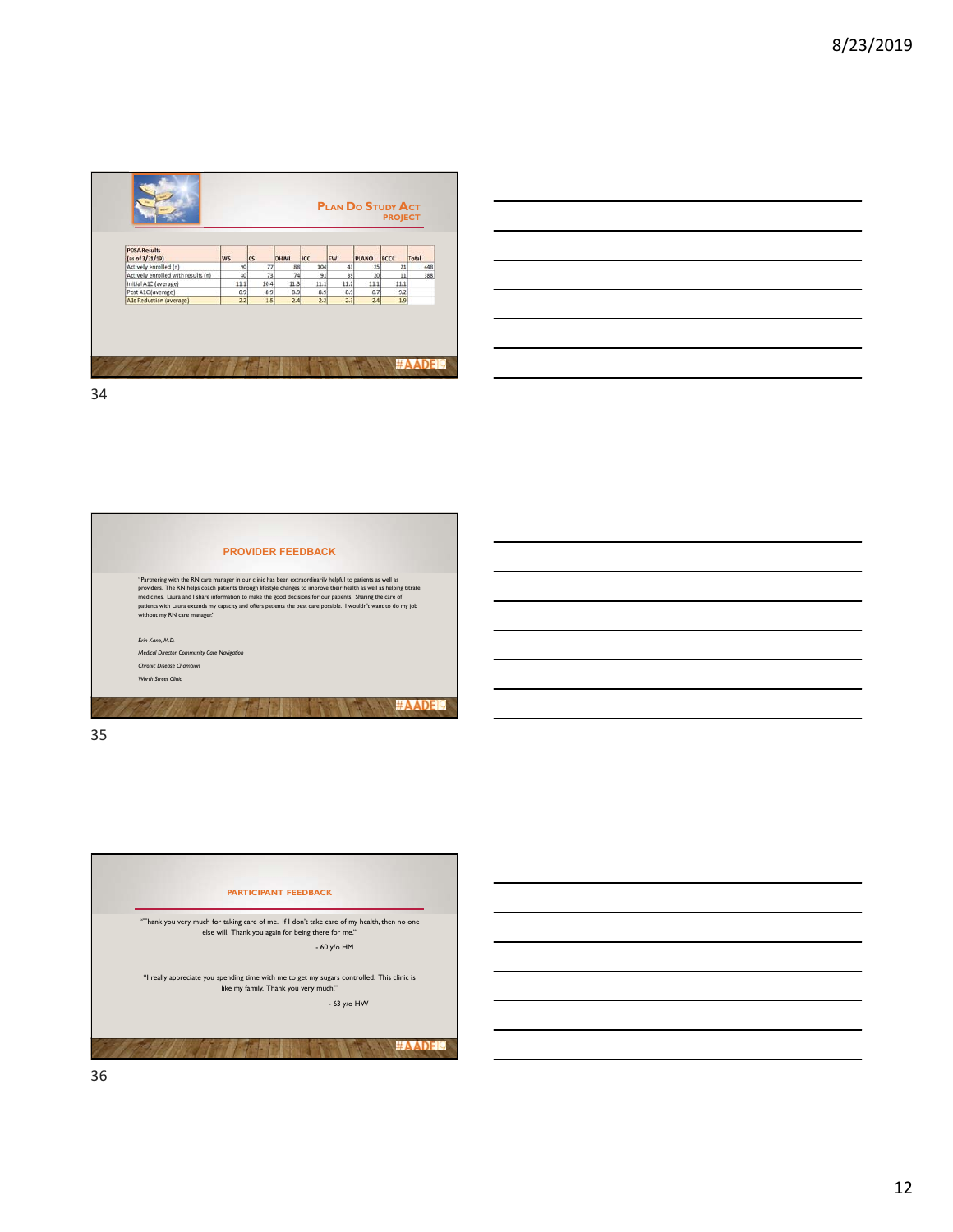## Plan Do Study Act Project

| PDSA Results (as of 3/31/19) | WS | CS | DHWI | ICC | FW | PLANO | BCCC | Total |
|---|---|---|---|---|---|---|---|---|
| Actively enrolled (n) | 90 | 77 | 88 | 104 | 43 | 25 | 21 | 448 |
| Actively enrolled with results (n) | 80 | 73 | 74 | 91 | 39 | 20 | 11 | 388 |
| Initial A1C (average) | 11.1 | 10.4 | 11.3 | 11.1 | 11.2 | 11.1 | 11.1 | |
| Post A1C (average) | 8.9 | 8.9 | 8.9 | 8.9 | 8.9 | 8.7 | 9.2 | |
| A1c Reduction (average) | 2.2 | 1.5 | 2.4 | 2.2 | 2.3 | 2.4 | 1.9 | |

#AADE19

## Provider Feedback

"Partnering with the RN care manager in our clinic has been extraordinarily helpful to patients as well as providers. The RN helps coach patients through lifestyle changes to improve their health as well as helping titrate medicines. Laura and I share information to make the good decisions for our patients. Sharing the care of patients with Laura extends my capacity and offers patients the best care possible. I wouldn't want to do my job without my RN care manager."

*Erin Kane, M.D.*

*Medical Director, Community Care Navigation*

*Chronic Disease Champion*

*Worth Street Clinic*

#AADE19

## Participant Feedback

"Thank you very much for taking care of me. If I don't take care of my health, then no one else will. Thank you again for being there for me."

- 60 y/o HM

"I really appreciate you spending time with me to get my sugars controlled. This clinic is like my family. Thank you very much."

- 63 y/o HW

#AADE19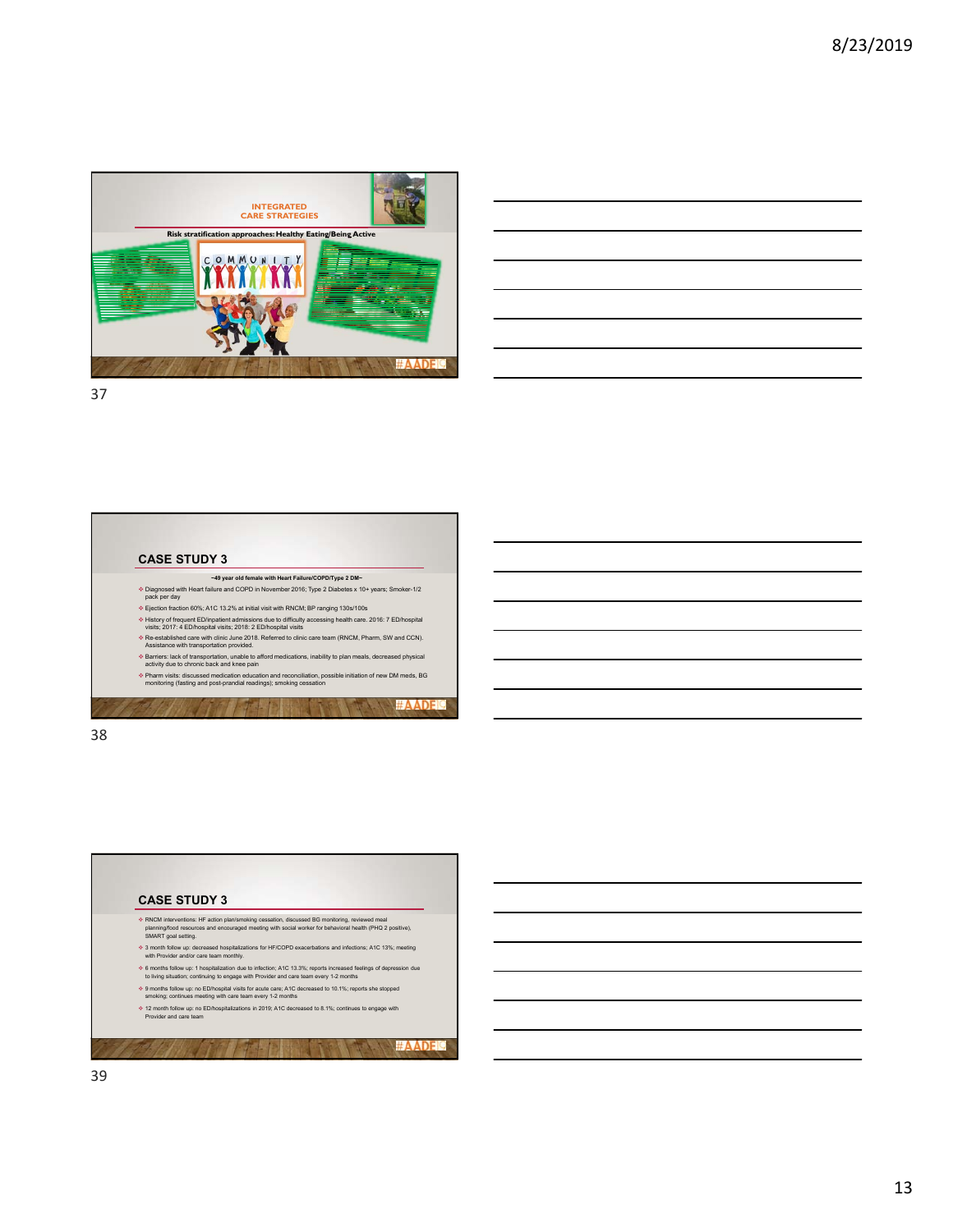## INTEGRATED CARE STRATEGIES

Risk stratification approaches: Healthy Eating/Being Active

COMMUNITY

#AADE19

## CASE STUDY 3

~49 year old female with Heart Failure/COPD/Type 2 DM~

- Diagnosed with Heart failure and COPD in November 2016; Type 2 Diabetes x 10+ years; Smoker-1/2 pack per day
- Ejection fraction 60%; A1C 13.2% at initial visit with RNCM; BP ranging 130s/100s
- History of frequent ED/inpatient admissions due to difficulty accessing health care. 2016: 7 ED/hospital visits; 2017: 4 ED/hospital visits; 2018: 2 ED/hospital visits
- Re-established care with clinic June 2018. Referred to clinic care team (RNCM, Pharm, SW and CCN). Assistance with transportation provided.
- Barriers: lack of transportation, unable to afford medications, inability to plan meals, decreased physical activity due to chronic back and knee pain
- Pharm visits: discussed medication education and reconciliation, possible initiation of new DM meds, BG monitoring (fasting and post-prandial readings); smoking cessation

#AADE19

## CASE STUDY 3

- RNCM interventions: HF action plan/smoking cessation, discussed BG monitoring, reviewed meal planning/food resources and encouraged meeting with social worker for behavioral health (PHQ 2 positive), SMART goal setting.
- 3 month follow up: decreased hospitalizations for HF/COPD exacerbations and infections; A1C 13%; meeting with Provider and/or care team monthly.
- 6 months follow up: 1 hospitalization due to infection; A1C 13.3%; reports increased feelings of depression due to living situation; continuing to engage with Provider and care team every 1-2 months
- 9 months follow up: no ED/hospital visits for acute care; A1C decreased to 10.1%; reports she stopped smoking; continues meeting with care team every 1-2 months
- 12 month follow up: no ED/hospitalizations in 2019; A1C decreased to 8.1%; continues to engage with Provider and care team

#AADE19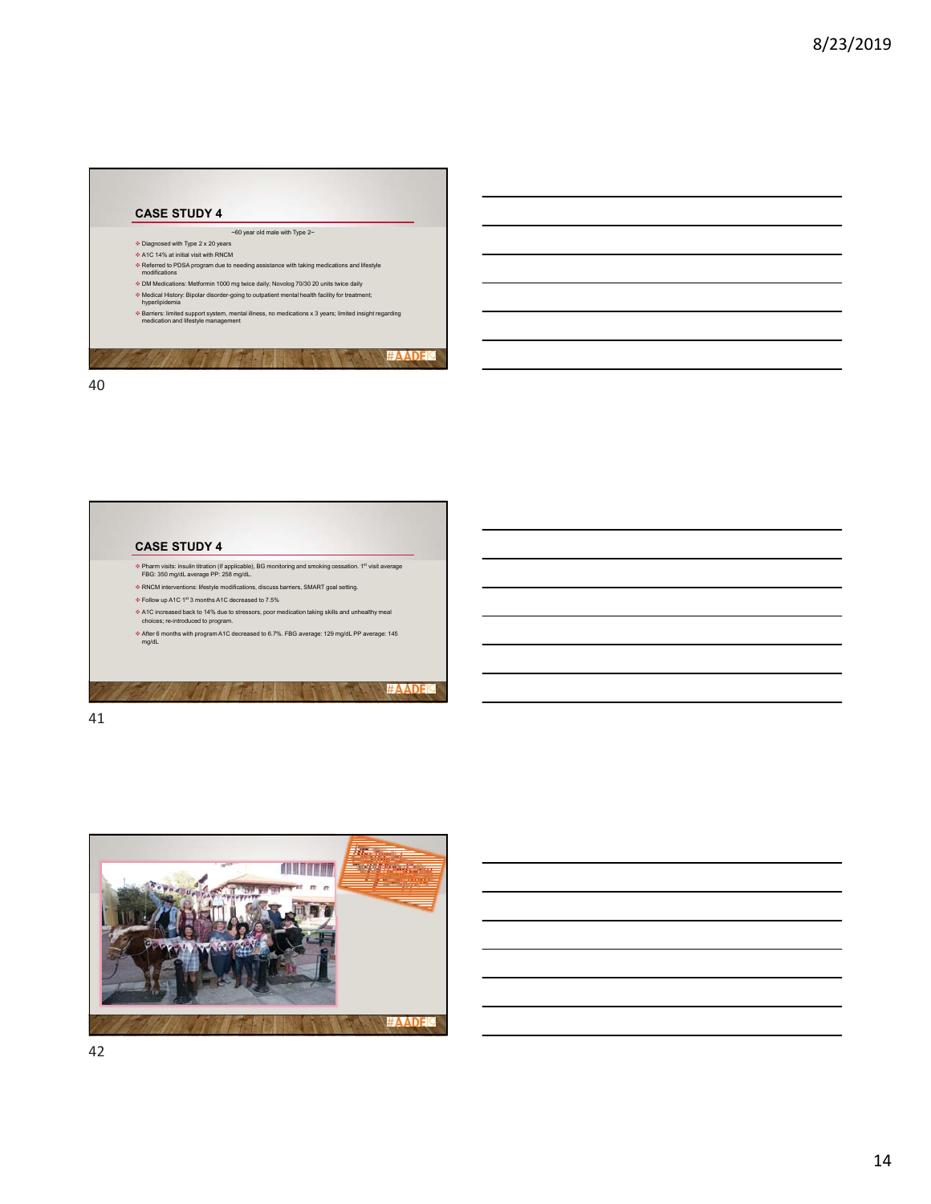## CASE STUDY 4

~60 year old male with Type 2~

- Diagnosed with Type 2 x 20 years
- A1C 14% at initial visit with RNCM
- Referred to PDSA program due to needing assistance with taking medications and lifestyle modifications
- DM Medications: Metformin 1000 mg twice daily; Novolog 70/30 20 units twice daily
- Medical History: Bipolar disorder-going to outpatient mental health facility for treatment; hyperlipidemia
- Barriers: limited support system, mental illness, no medications x 3 years; limited insight regarding medication and lifestyle management

## CASE STUDY 4

- Pharm visits: insulin titration (if applicable), BG monitoring and smoking cessation. 1st visit average FBG: 350 mg/dL average PP: 258 mg/dL.
- RNCM interventions: lifestyle modifications, discuss barriers, SMART goal setting.
- Follow up A1C 1st 3 months A1C decreased to 7.5%
- A1C increased back to 14% due to stressors, poor medication taking skills and unhealthy meal choices; re-introduced to program.
- After 6 months with program A1C decreased to 6.7%. FBG average: 129 mg/dL PP average: 145 mg/dL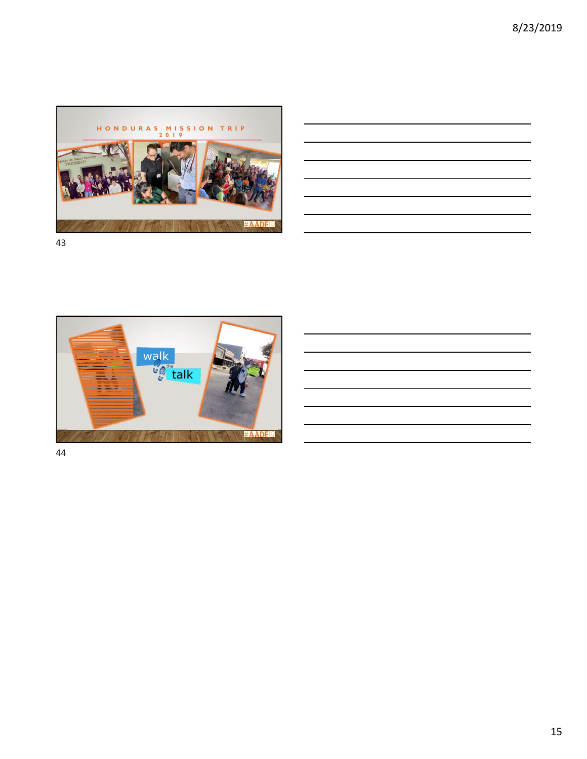HONDURAS MISSION TRIP 2019

#AADE19

walk the talk

#AADE19